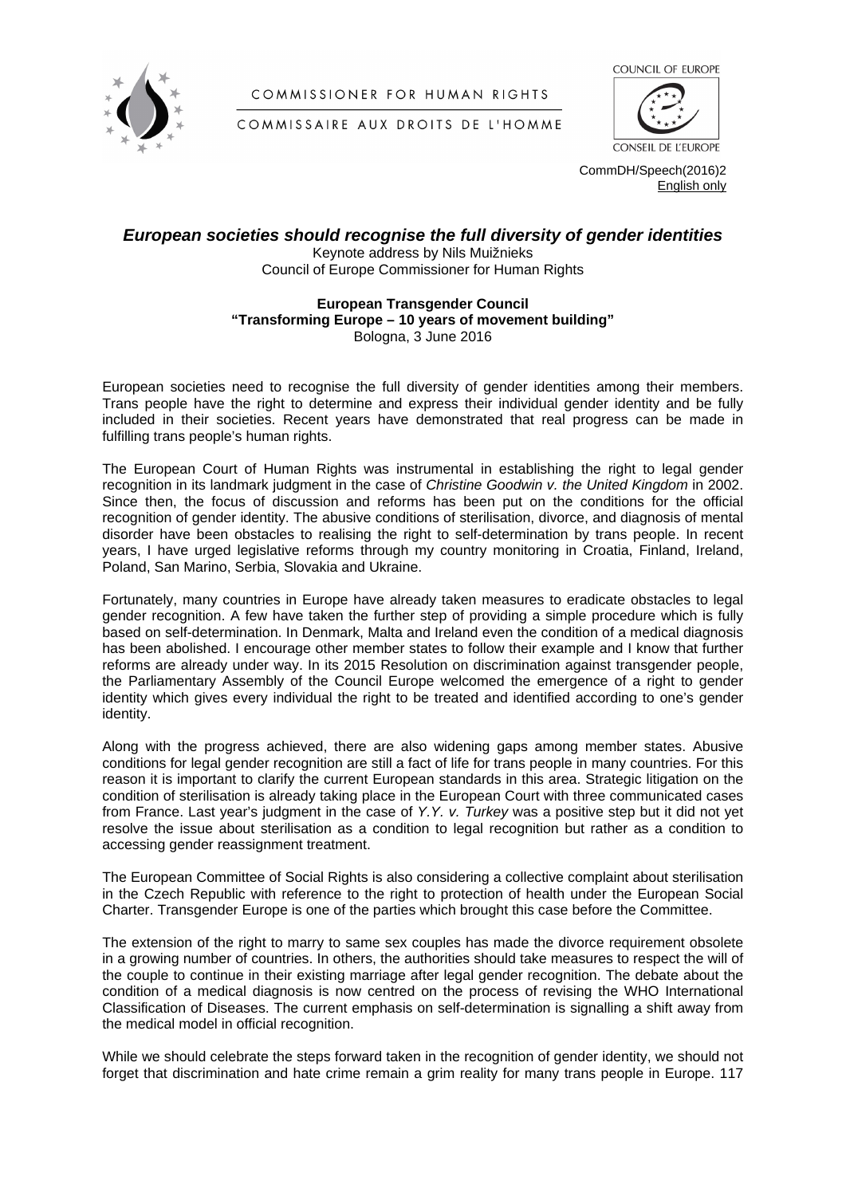COMMISSIONER FOR HUMAN RIGHTS

COMMISSAIRE AUX DROITS DE L'HOMME

COUNCIL OF EUROPE

CONSEIL DE L'EUROPE

CommDH/Speech(2016)2
English only

# *European societies should recognise the full diversity of gender identities*

Keynote address by Nils Muižnieks
Council of Europe Commissioner for Human Rights

**European Transgender Council**
**"Transforming Europe – 10 years of movement building"**
Bologna, 3 June 2016

European societies need to recognise the full diversity of gender identities among their members. Trans people have the right to determine and express their individual gender identity and be fully included in their societies. Recent years have demonstrated that real progress can be made in fulfilling trans people's human rights.

The European Court of Human Rights was instrumental in establishing the right to legal gender recognition in its landmark judgment in the case of *Christine Goodwin v. the United Kingdom* in 2002. Since then, the focus of discussion and reforms has been put on the conditions for the official recognition of gender identity. The abusive conditions of sterilisation, divorce, and diagnosis of mental disorder have been obstacles to realising the right to self-determination by trans people. In recent years, I have urged legislative reforms through my country monitoring in Croatia, Finland, Ireland, Poland, San Marino, Serbia, Slovakia and Ukraine.

Fortunately, many countries in Europe have already taken measures to eradicate obstacles to legal gender recognition. A few have taken the further step of providing a simple procedure which is fully based on self-determination. In Denmark, Malta and Ireland even the condition of a medical diagnosis has been abolished. I encourage other member states to follow their example and I know that further reforms are already under way. In its 2015 Resolution on discrimination against transgender people, the Parliamentary Assembly of the Council Europe welcomed the emergence of a right to gender identity which gives every individual the right to be treated and identified according to one's gender identity.

Along with the progress achieved, there are also widening gaps among member states. Abusive conditions for legal gender recognition are still a fact of life for trans people in many countries. For this reason it is important to clarify the current European standards in this area. Strategic litigation on the condition of sterilisation is already taking place in the European Court with three communicated cases from France. Last year's judgment in the case of *Y.Y. v. Turkey* was a positive step but it did not yet resolve the issue about sterilisation as a condition to legal recognition but rather as a condition to accessing gender reassignment treatment.

The European Committee of Social Rights is also considering a collective complaint about sterilisation in the Czech Republic with reference to the right to protection of health under the European Social Charter. Transgender Europe is one of the parties which brought this case before the Committee.

The extension of the right to marry to same sex couples has made the divorce requirement obsolete in a growing number of countries. In others, the authorities should take measures to respect the will of the couple to continue in their existing marriage after legal gender recognition. The debate about the condition of a medical diagnosis is now centred on the process of revising the WHO International Classification of Diseases. The current emphasis on self-determination is signalling a shift away from the medical model in official recognition.

While we should celebrate the steps forward taken in the recognition of gender identity, we should not forget that discrimination and hate crime remain a grim reality for many trans people in Europe. 117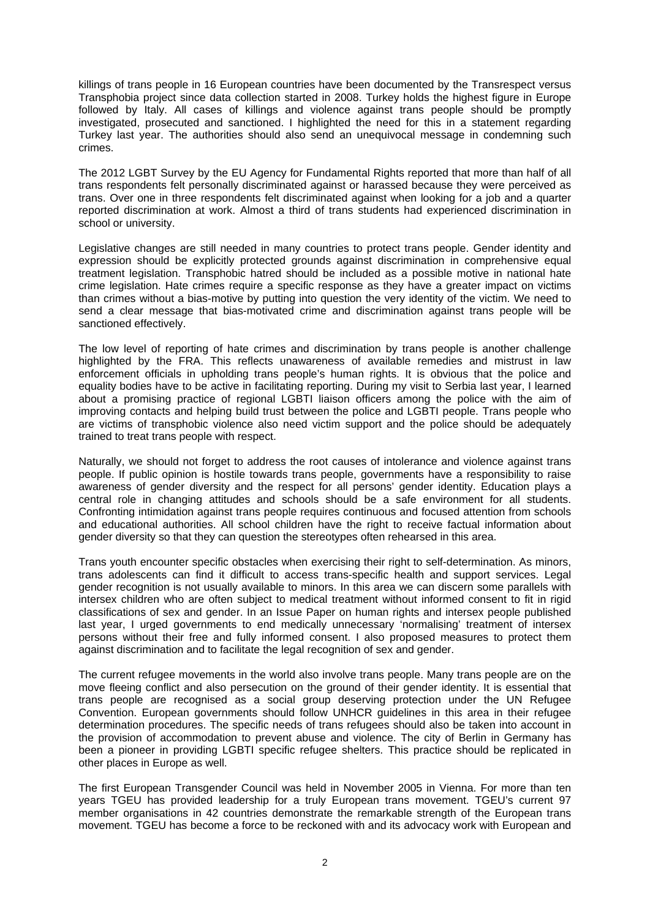killings of trans people in 16 European countries have been documented by the Transrespect versus Transphobia project since data collection started in 2008. Turkey holds the highest figure in Europe followed by Italy. All cases of killings and violence against trans people should be promptly investigated, prosecuted and sanctioned. I highlighted the need for this in a statement regarding Turkey last year. The authorities should also send an unequivocal message in condemning such crimes.

The 2012 LGBT Survey by the EU Agency for Fundamental Rights reported that more than half of all trans respondents felt personally discriminated against or harassed because they were perceived as trans. Over one in three respondents felt discriminated against when looking for a job and a quarter reported discrimination at work. Almost a third of trans students had experienced discrimination in school or university.

Legislative changes are still needed in many countries to protect trans people. Gender identity and expression should be explicitly protected grounds against discrimination in comprehensive equal treatment legislation. Transphobic hatred should be included as a possible motive in national hate crime legislation. Hate crimes require a specific response as they have a greater impact on victims than crimes without a bias-motive by putting into question the very identity of the victim. We need to send a clear message that bias-motivated crime and discrimination against trans people will be sanctioned effectively.

The low level of reporting of hate crimes and discrimination by trans people is another challenge highlighted by the FRA. This reflects unawareness of available remedies and mistrust in law enforcement officials in upholding trans people's human rights. It is obvious that the police and equality bodies have to be active in facilitating reporting. During my visit to Serbia last year, I learned about a promising practice of regional LGBTI liaison officers among the police with the aim of improving contacts and helping build trust between the police and LGBTI people. Trans people who are victims of transphobic violence also need victim support and the police should be adequately trained to treat trans people with respect.

Naturally, we should not forget to address the root causes of intolerance and violence against trans people. If public opinion is hostile towards trans people, governments have a responsibility to raise awareness of gender diversity and the respect for all persons' gender identity. Education plays a central role in changing attitudes and schools should be a safe environment for all students. Confronting intimidation against trans people requires continuous and focused attention from schools and educational authorities. All school children have the right to receive factual information about gender diversity so that they can question the stereotypes often rehearsed in this area.

Trans youth encounter specific obstacles when exercising their right to self-determination. As minors, trans adolescents can find it difficult to access trans-specific health and support services. Legal gender recognition is not usually available to minors. In this area we can discern some parallels with intersex children who are often subject to medical treatment without informed consent to fit in rigid classifications of sex and gender. In an Issue Paper on human rights and intersex people published last year, I urged governments to end medically unnecessary 'normalising' treatment of intersex persons without their free and fully informed consent. I also proposed measures to protect them against discrimination and to facilitate the legal recognition of sex and gender.

The current refugee movements in the world also involve trans people. Many trans people are on the move fleeing conflict and also persecution on the ground of their gender identity. It is essential that trans people are recognised as a social group deserving protection under the UN Refugee Convention. European governments should follow UNHCR guidelines in this area in their refugee determination procedures. The specific needs of trans refugees should also be taken into account in the provision of accommodation to prevent abuse and violence. The city of Berlin in Germany has been a pioneer in providing LGBTI specific refugee shelters. This practice should be replicated in other places in Europe as well.

The first European Transgender Council was held in November 2005 in Vienna. For more than ten years TGEU has provided leadership for a truly European trans movement. TGEU's current 97 member organisations in 42 countries demonstrate the remarkable strength of the European trans movement. TGEU has become a force to be reckoned with and its advocacy work with European and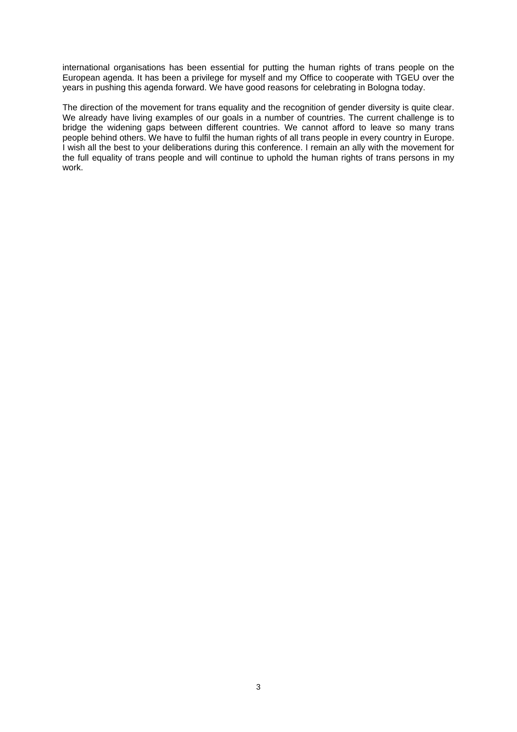international organisations has been essential for putting the human rights of trans people on the European agenda. It has been a privilege for myself and my Office to cooperate with TGEU over the years in pushing this agenda forward. We have good reasons for celebrating in Bologna today.

The direction of the movement for trans equality and the recognition of gender diversity is quite clear. We already have living examples of our goals in a number of countries. The current challenge is to bridge the widening gaps between different countries. We cannot afford to leave so many trans people behind others. We have to fulfil the human rights of all trans people in every country in Europe. I wish all the best to your deliberations during this conference. I remain an ally with the movement for the full equality of trans people and will continue to uphold the human rights of trans persons in my work.